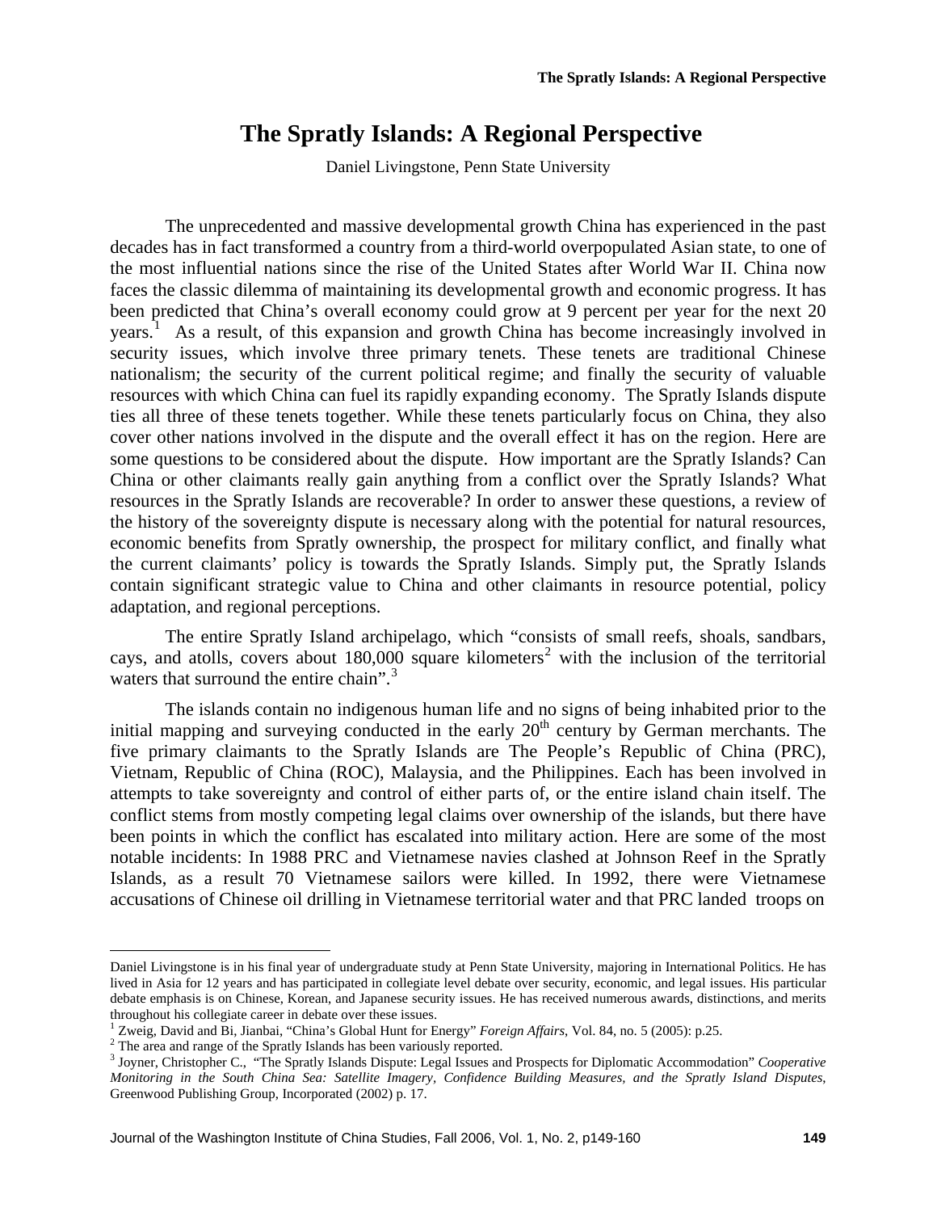# The Spratly Islands: A Regional Perspective

Daniel Livingstone, Penn State University

The unprecedented and massive developmental growth China has experienced in the past decades has in fact transformed a country from a third-world overpopulated Asian state, to one of the most influential nations since the rise of the United States after World War II. China now faces the classic dilemma of maintaining its developmental growth and economic progress. It has been predicted that China's overall economy could grow at 9 percent per year for the next 20 years.[1] As a result, of this expansion and growth China has become increasingly involved in security issues, which involve three primary tenets. These tenets are traditional Chinese nationalism; the security of the current political regime; and finally the security of valuable resources with which China can fuel its rapidly expanding economy. The Spratly Islands dispute ties all three of these tenets together. While these tenets particularly focus on China, they also cover other nations involved in the dispute and the overall effect it has on the region. Here are some questions to be considered about the dispute. How important are the Spratly Islands? Can China or other claimants really gain anything from a conflict over the Spratly Islands? What resources in the Spratly Islands are recoverable? In order to answer these questions, a review of the history of the sovereignty dispute is necessary along with the potential for natural resources, economic benefits from Spratly ownership, the prospect for military conflict, and finally what the current claimants' policy is towards the Spratly Islands. Simply put, the Spratly Islands contain significant strategic value to China and other claimants in resource potential, policy adaptation, and regional perceptions.

The entire Spratly Island archipelago, which "consists of small reefs, shoals, sandbars, cays, and atolls, covers about 180,000 square kilometers[2] with the inclusion of the territorial waters that surround the entire chain".[3]

The islands contain no indigenous human life and no signs of being inhabited prior to the initial mapping and surveying conducted in the early 20th century by German merchants. The five primary claimants to the Spratly Islands are The People's Republic of China (PRC), Vietnam, Republic of China (ROC), Malaysia, and the Philippines. Each has been involved in attempts to take sovereignty and control of either parts of, or the entire island chain itself. The conflict stems from mostly competing legal claims over ownership of the islands, but there have been points in which the conflict has escalated into military action. Here are some of the most notable incidents: In 1988 PRC and Vietnamese navies clashed at Johnson Reef in the Spratly Islands, as a result 70 Vietnamese sailors were killed. In 1992, there were Vietnamese accusations of Chinese oil drilling in Vietnamese territorial water and that PRC landed troops on

---

Daniel Livingstone is in his final year of undergraduate study at Penn State University, majoring in International Politics. He has lived in Asia for 12 years and has participated in collegiate level debate over security, economic, and legal issues. His particular debate emphasis is on Chinese, Korean, and Japanese security issues. He has received numerous awards, distinctions, and merits throughout his collegiate career in debate over these issues.

[1] Zweig, David and Bi, Jianbai, "China's Global Hunt for Energy" *Foreign Affairs*, Vol. 84, no. 5 (2005): p.25.

[2] The area and range of the Spratly Islands has been variously reported.

[3] Joyner, Christopher C., "The Spratly Islands Dispute: Legal Issues and Prospects for Diplomatic Accommodation" *Cooperative Monitoring in the South China Sea: Satellite Imagery, Confidence Building Measures, and the Spratly Island Disputes*, Greenwood Publishing Group, Incorporated (2002) p. 17.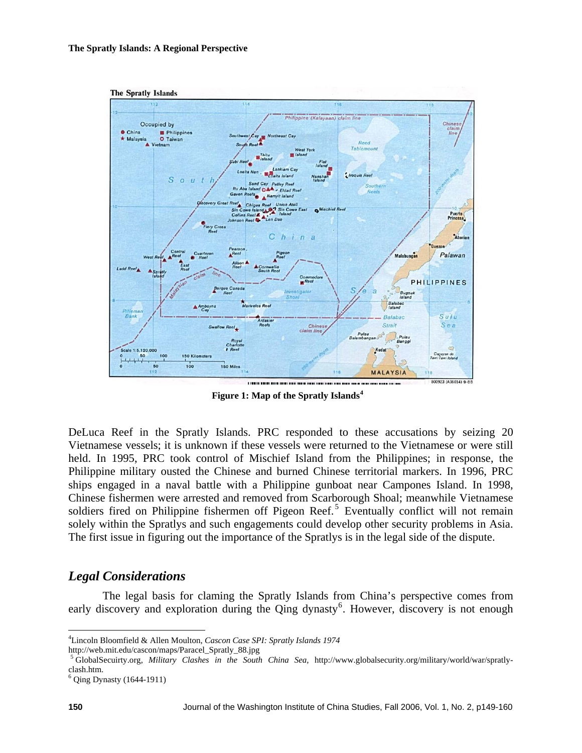Figure 1: Map of the Spratly Islands[4]

DeLuca Reef in the Spratly Islands. PRC responded to these accusations by seizing 20 Vietnamese vessels; it is unknown if these vessels were returned to the Vietnamese or were still held. In 1995, PRC took control of Mischief Island from the Philippines; in response, the Philippine military ousted the Chinese and burned Chinese territorial markers. In 1996, PRC ships engaged in a naval battle with a Philippine gunboat near Campones Island. In 1998, Chinese fishermen were arrested and removed from Scarborough Shoal; meanwhile Vietnamese soldiers fired on Philippine fishermen off Pigeon Reef.[5] Eventually conflict will not remain solely within the Spratlys and such engagements could develop other security problems in Asia. The first issue in figuring out the importance of the Spratlys is in the legal side of the dispute.

## *Legal Considerations*

The legal basis for claming the Spratly Islands from China's perspective comes from early discovery and exploration during the Qing dynasty[6]. However, discovery is not enough

---

[4] Lincoln Bloomfield & Allen Moulton, *Cascon Case SPI: Spratly Islands 1974* http://web.mit.edu/cascon/maps/Paracel_Spratly_88.jpg

[5] GlobalSecuirty.org, *Military Clashes in the South China Sea,* http://www.globalsecurity.org/military/world/war/spratly-clash.htm.

[6] Qing Dynasty (1644-1911)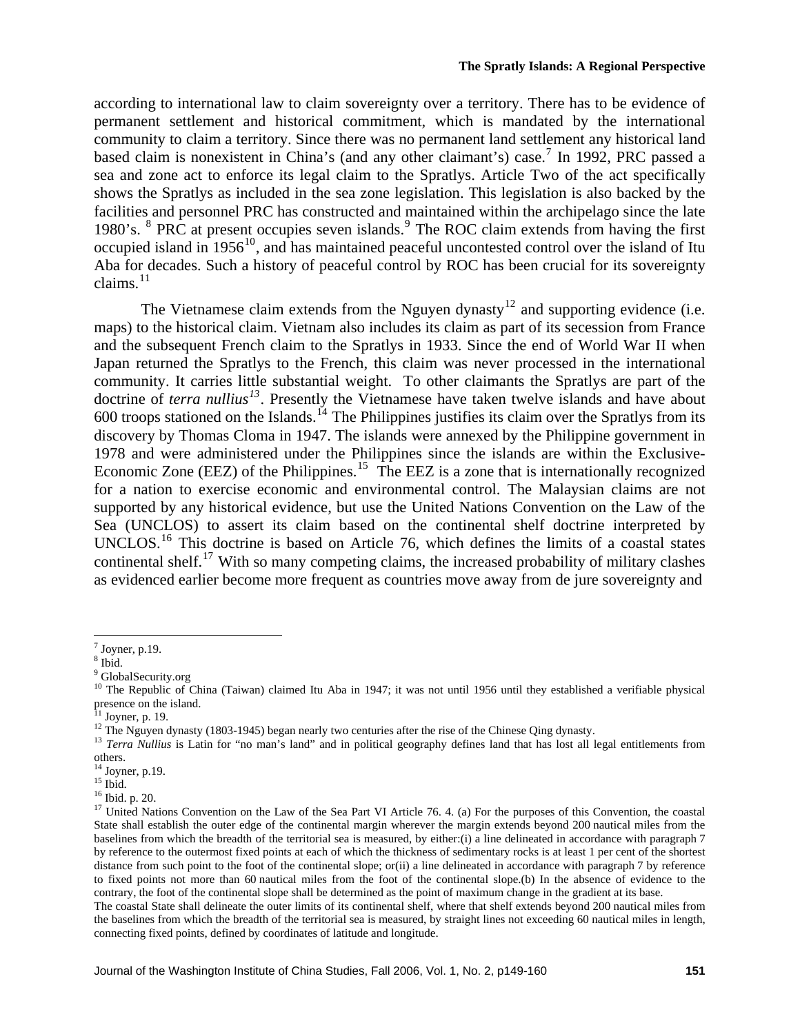according to international law to claim sovereignty over a territory. There has to be evidence of permanent settlement and historical commitment, which is mandated by the international community to claim a territory. Since there was no permanent land settlement any historical land based claim is nonexistent in China's (and any other claimant's) case.[7] In 1992, PRC passed a sea and zone act to enforce its legal claim to the Spratlys. Article Two of the act specifically shows the Spratlys as included in the sea zone legislation. This legislation is also backed by the facilities and personnel PRC has constructed and maintained within the archipelago since the late 1980's. [8] PRC at present occupies seven islands.[9] The ROC claim extends from having the first occupied island in 1956[10], and has maintained peaceful uncontested control over the island of Itu Aba for decades. Such a history of peaceful control by ROC has been crucial for its sovereignty claims.[11]

The Vietnamese claim extends from the Nguyen dynasty[12] and supporting evidence (i.e. maps) to the historical claim. Vietnam also includes its claim as part of its secession from France and the subsequent French claim to the Spratlys in 1933. Since the end of World War II when Japan returned the Spratlys to the French, this claim was never processed in the international community. It carries little substantial weight. To other claimants the Spratlys are part of the doctrine of *terra nullius*[13]. Presently the Vietnamese have taken twelve islands and have about 600 troops stationed on the Islands.[14] The Philippines justifies its claim over the Spratlys from its discovery by Thomas Cloma in 1947. The islands were annexed by the Philippine government in 1978 and were administered under the Philippines since the islands are within the Exclusive-Economic Zone (EEZ) of the Philippines.[15] The EEZ is a zone that is internationally recognized for a nation to exercise economic and environmental control. The Malaysian claims are not supported by any historical evidence, but use the United Nations Convention on the Law of the Sea (UNCLOS) to assert its claim based on the continental shelf doctrine interpreted by UNCLOS.[16] This doctrine is based on Article 76, which defines the limits of a coastal states continental shelf.[17] With so many competing claims, the increased probability of military clashes as evidenced earlier become more frequent as countries move away from de jure sovereignty and

---

[7] Joyner, p.19.

[8] Ibid.

[9] GlobalSecurity.org

[10] The Republic of China (Taiwan) claimed Itu Aba in 1947; it was not until 1956 until they established a verifiable physical presence on the island.

[11] Joyner, p. 19.

[12] The Nguyen dynasty (1803-1945) began nearly two centuries after the rise of the Chinese Qing dynasty.

[13] *Terra Nullius* is Latin for "no man's land" and in political geography defines land that has lost all legal entitlements from others.

[14] Joyner, p.19.

[15] Ibid.

[16] Ibid. p. 20.

[17] United Nations Convention on the Law of the Sea Part VI Article 76. 4. (a) For the purposes of this Convention, the coastal State shall establish the outer edge of the continental margin wherever the margin extends beyond 200 nautical miles from the baselines from which the breadth of the territorial sea is measured, by either:(i) a line delineated in accordance with paragraph 7 by reference to the outermost fixed points at each of which the thickness of sedimentary rocks is at least 1 per cent of the shortest distance from such point to the foot of the continental slope; or(ii) a line delineated in accordance with paragraph 7 by reference to fixed points not more than 60 nautical miles from the foot of the continental slope.(b) In the absence of evidence to the contrary, the foot of the continental slope shall be determined as the point of maximum change in the gradient at its base.

The coastal State shall delineate the outer limits of its continental shelf, where that shelf extends beyond 200 nautical miles from the baselines from which the breadth of the territorial sea is measured, by straight lines not exceeding 60 nautical miles in length, connecting fixed points, defined by coordinates of latitude and longitude.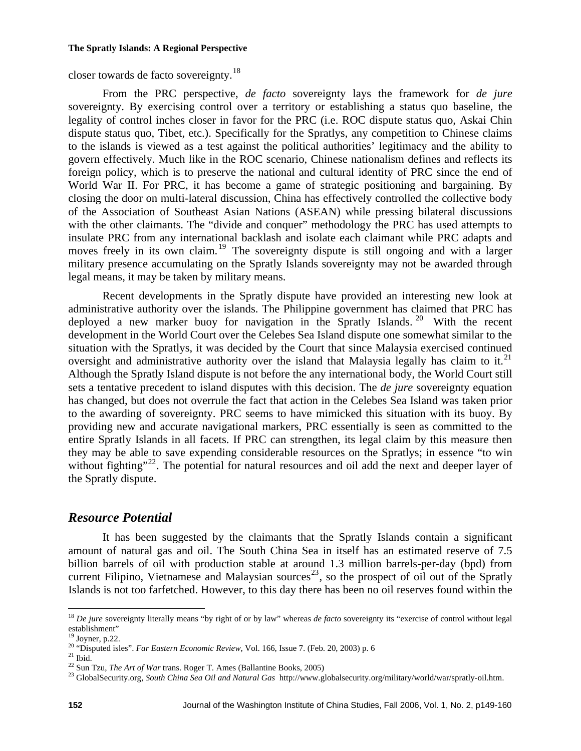closer towards de facto sovereignty.[18]

From the PRC perspective, *de facto* sovereignty lays the framework for *de jure* sovereignty. By exercising control over a territory or establishing a status quo baseline, the legality of control inches closer in favor for the PRC (i.e. ROC dispute status quo, Askai Chin dispute status quo, Tibet, etc.). Specifically for the Spratlys, any competition to Chinese claims to the islands is viewed as a test against the political authorities' legitimacy and the ability to govern effectively. Much like in the ROC scenario, Chinese nationalism defines and reflects its foreign policy, which is to preserve the national and cultural identity of PRC since the end of World War II. For PRC, it has become a game of strategic positioning and bargaining. By closing the door on multi-lateral discussion, China has effectively controlled the collective body of the Association of Southeast Asian Nations (ASEAN) while pressing bilateral discussions with the other claimants. The "divide and conquer" methodology the PRC has used attempts to insulate PRC from any international backlash and isolate each claimant while PRC adapts and moves freely in its own claim.[19] The sovereignty dispute is still ongoing and with a larger military presence accumulating on the Spratly Islands sovereignty may not be awarded through legal means, it may be taken by military means.

Recent developments in the Spratly dispute have provided an interesting new look at administrative authority over the islands. The Philippine government has claimed that PRC has deployed a new marker buoy for navigation in the Spratly Islands.[20] With the recent development in the World Court over the Celebes Sea Island dispute one somewhat similar to the situation with the Spratlys, it was decided by the Court that since Malaysia exercised continued oversight and administrative authority over the island that Malaysia legally has claim to it.[21] Although the Spratly Island dispute is not before the any international body, the World Court still sets a tentative precedent to island disputes with this decision. The *de jure* sovereignty equation has changed, but does not overrule the fact that action in the Celebes Sea Island was taken prior to the awarding of sovereignty. PRC seems to have mimicked this situation with its buoy. By providing new and accurate navigational markers, PRC essentially is seen as committed to the entire Spratly Islands in all facets. If PRC can strengthen, its legal claim by this measure then they may be able to save expending considerable resources on the Spratlys; in essence "to win without fighting"[22]. The potential for natural resources and oil add the next and deeper layer of the Spratly dispute.

## *Resource Potential*

It has been suggested by the claimants that the Spratly Islands contain a significant amount of natural gas and oil. The South China Sea in itself has an estimated reserve of 7.5 billion barrels of oil with production stable at around 1.3 million barrels-per-day (bpd) from current Filipino, Vietnamese and Malaysian sources[23], so the prospect of oil out of the Spratly Islands is not too farfetched. However, to this day there has been no oil reserves found within the

---

[18] *De jure* sovereignty literally means "by right of or by law" whereas *de facto* sovereignty its "exercise of control without legal establishment"

[19] Joyner, p.22.

[20] "Disputed isles". *Far Eastern Economic Review*, Vol. 166, Issue 7. (Feb. 20, 2003) p. 6

[21] Ibid.

[22] Sun Tzu, *The Art of War* trans. Roger T. Ames (Ballantine Books, 2005)

[23] GlobalSecurity.org, *South China Sea Oil and Natural Gas* http://www.globalsecurity.org/military/world/war/spratly-oil.htm.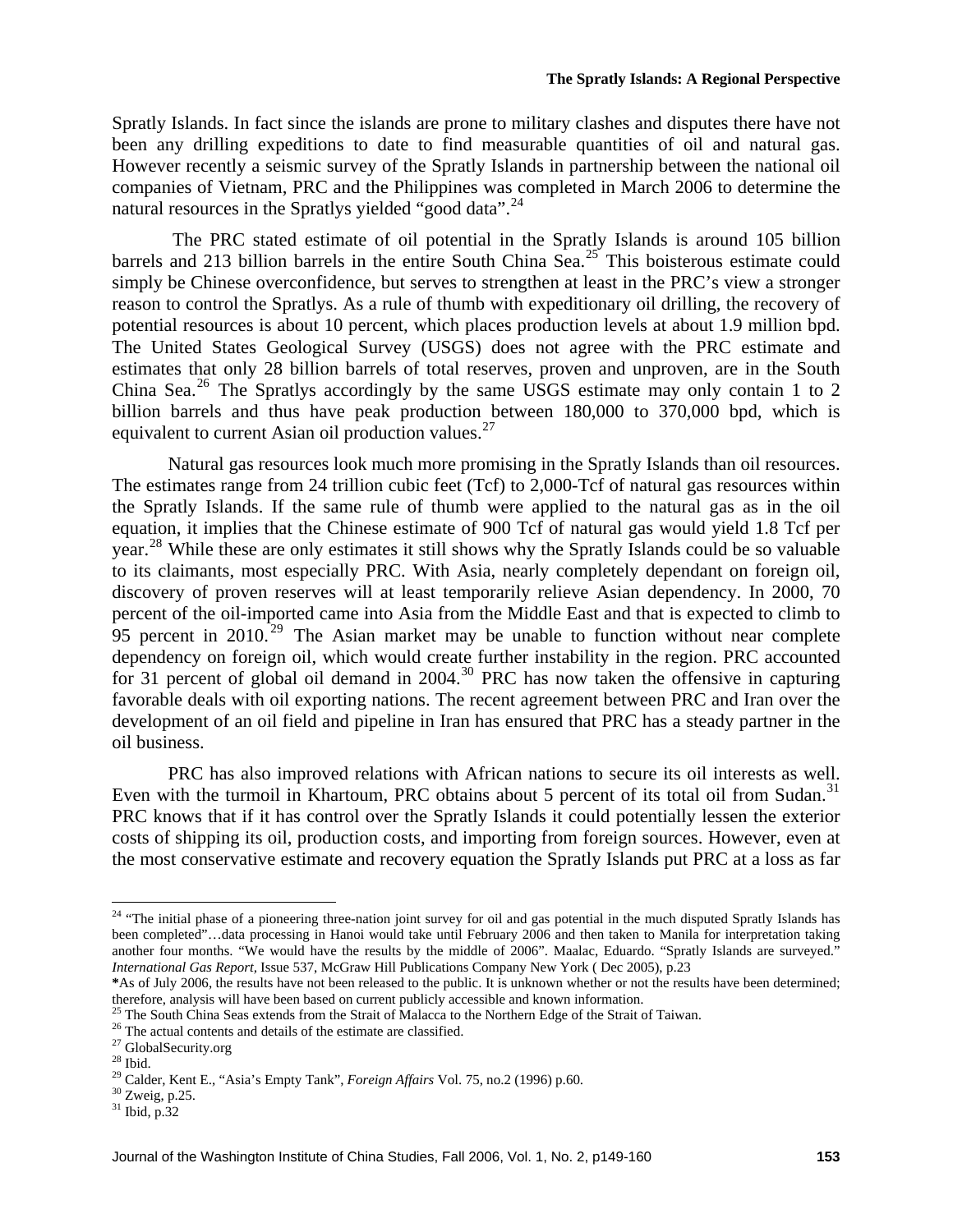Spratly Islands. In fact since the islands are prone to military clashes and disputes there have not been any drilling expeditions to date to find measurable quantities of oil and natural gas. However recently a seismic survey of the Spratly Islands in partnership between the national oil companies of Vietnam, PRC and the Philippines was completed in March 2006 to determine the natural resources in the Spratlys yielded "good data".[24]

The PRC stated estimate of oil potential in the Spratly Islands is around 105 billion barrels and 213 billion barrels in the entire South China Sea.[25] This boisterous estimate could simply be Chinese overconfidence, but serves to strengthen at least in the PRC's view a stronger reason to control the Spratlys. As a rule of thumb with expeditionary oil drilling, the recovery of potential resources is about 10 percent, which places production levels at about 1.9 million bpd. The United States Geological Survey (USGS) does not agree with the PRC estimate and estimates that only 28 billion barrels of total reserves, proven and unproven, are in the South China Sea.[26] The Spratlys accordingly by the same USGS estimate may only contain 1 to 2 billion barrels and thus have peak production between 180,000 to 370,000 bpd, which is equivalent to current Asian oil production values.[27]

Natural gas resources look much more promising in the Spratly Islands than oil resources. The estimates range from 24 trillion cubic feet (Tcf) to 2,000-Tcf of natural gas resources within the Spratly Islands. If the same rule of thumb were applied to the natural gas as in the oil equation, it implies that the Chinese estimate of 900 Tcf of natural gas would yield 1.8 Tcf per year.[28] While these are only estimates it still shows why the Spratly Islands could be so valuable to its claimants, most especially PRC. With Asia, nearly completely dependant on foreign oil, discovery of proven reserves will at least temporarily relieve Asian dependency. In 2000, 70 percent of the oil-imported came into Asia from the Middle East and that is expected to climb to 95 percent in 2010.[29] The Asian market may be unable to function without near complete dependency on foreign oil, which would create further instability in the region. PRC accounted for 31 percent of global oil demand in 2004.[30] PRC has now taken the offensive in capturing favorable deals with oil exporting nations. The recent agreement between PRC and Iran over the development of an oil field and pipeline in Iran has ensured that PRC has a steady partner in the oil business.

PRC has also improved relations with African nations to secure its oil interests as well. Even with the turmoil in Khartoum, PRC obtains about 5 percent of its total oil from Sudan.[31] PRC knows that if it has control over the Spratly Islands it could potentially lessen the exterior costs of shipping its oil, production costs, and importing from foreign sources. However, even at the most conservative estimate and recovery equation the Spratly Islands put PRC at a loss as far

---

[24] "The initial phase of a pioneering three-nation joint survey for oil and gas potential in the much disputed Spratly Islands has been completed"…data processing in Hanoi would take until February 2006 and then taken to Manila for interpretation taking another four months. "We would have the results by the middle of 2006". Maalac, Eduardo. "Spratly Islands are surveyed." *International Gas Report*, Issue 537, McGraw Hill Publications Company New York ( Dec 2005), p.23

*As of July 2006, the results have not been released to the public. It is unknown whether or not the results have been determined; therefore, analysis will have been based on current publicly accessible and known information.

[25] The South China Seas extends from the Strait of Malacca to the Northern Edge of the Strait of Taiwan.

[26] The actual contents and details of the estimate are classified.

[27] GlobalSecurity.org

[28] Ibid.

[29] Calder, Kent E., "Asia's Empty Tank", *Foreign Affairs* Vol. 75, no.2 (1996) p.60.

[30] Zweig, p.25.

[31] Ibid, p.32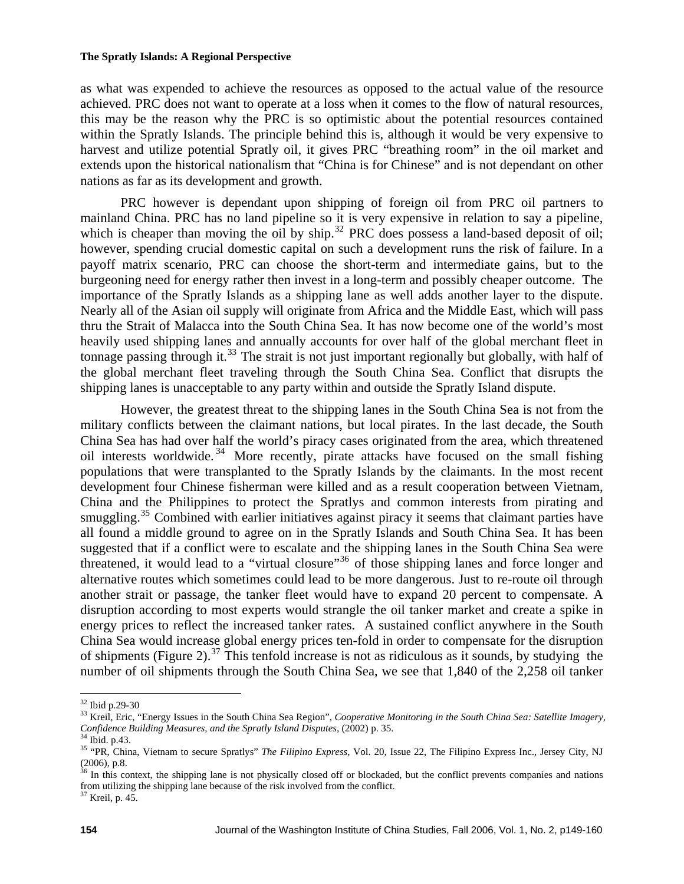as what was expended to achieve the resources as opposed to the actual value of the resource achieved. PRC does not want to operate at a loss when it comes to the flow of natural resources, this may be the reason why the PRC is so optimistic about the potential resources contained within the Spratly Islands. The principle behind this is, although it would be very expensive to harvest and utilize potential Spratly oil, it gives PRC "breathing room" in the oil market and extends upon the historical nationalism that "China is for Chinese" and is not dependant on other nations as far as its development and growth.

PRC however is dependant upon shipping of foreign oil from PRC oil partners to mainland China. PRC has no land pipeline so it is very expensive in relation to say a pipeline, which is cheaper than moving the oil by ship.[32] PRC does possess a land-based deposit of oil; however, spending crucial domestic capital on such a development runs the risk of failure. In a payoff matrix scenario, PRC can choose the short-term and intermediate gains, but to the burgeoning need for energy rather then invest in a long-term and possibly cheaper outcome. The importance of the Spratly Islands as a shipping lane as well adds another layer to the dispute. Nearly all of the Asian oil supply will originate from Africa and the Middle East, which will pass thru the Strait of Malacca into the South China Sea. It has now become one of the world's most heavily used shipping lanes and annually accounts for over half of the global merchant fleet in tonnage passing through it.[33] The strait is not just important regionally but globally, with half of the global merchant fleet traveling through the South China Sea. Conflict that disrupts the shipping lanes is unacceptable to any party within and outside the Spratly Island dispute.

However, the greatest threat to the shipping lanes in the South China Sea is not from the military conflicts between the claimant nations, but local pirates. In the last decade, the South China Sea has had over half the world's piracy cases originated from the area, which threatened oil interests worldwide.[34] More recently, pirate attacks have focused on the small fishing populations that were transplanted to the Spratly Islands by the claimants. In the most recent development four Chinese fisherman were killed and as a result cooperation between Vietnam, China and the Philippines to protect the Spratlys and common interests from pirating and smuggling.[35] Combined with earlier initiatives against piracy it seems that claimant parties have all found a middle ground to agree on in the Spratly Islands and South China Sea. It has been suggested that if a conflict were to escalate and the shipping lanes in the South China Sea were threatened, it would lead to a "virtual closure"[36] of those shipping lanes and force longer and alternative routes which sometimes could lead to be more dangerous. Just to re-route oil through another strait or passage, the tanker fleet would have to expand 20 percent to compensate. A disruption according to most experts would strangle the oil tanker market and create a spike in energy prices to reflect the increased tanker rates. A sustained conflict anywhere in the South China Sea would increase global energy prices ten-fold in order to compensate for the disruption of shipments (Figure 2).[37] This tenfold increase is not as ridiculous as it sounds, by studying the number of oil shipments through the South China Sea, we see that 1,840 of the 2,258 oil tanker

---

[32] Ibid p.29-30

[33] Kreil, Eric, "Energy Issues in the South China Sea Region", *Cooperative Monitoring in the South China Sea: Satellite Imagery, Confidence Building Measures, and the Spratly Island Disputes*, (2002) p. 35.

[34] Ibid. p.43.

[35] "PR, China, Vietnam to secure Spratlys" *The Filipino Express*, Vol. 20, Issue 22, The Filipino Express Inc., Jersey City, NJ (2006), p.8.

[36] In this context, the shipping lane is not physically closed off or blockaded, but the conflict prevents companies and nations from utilizing the shipping lane because of the risk involved from the conflict.

[37] Kreil, p. 45.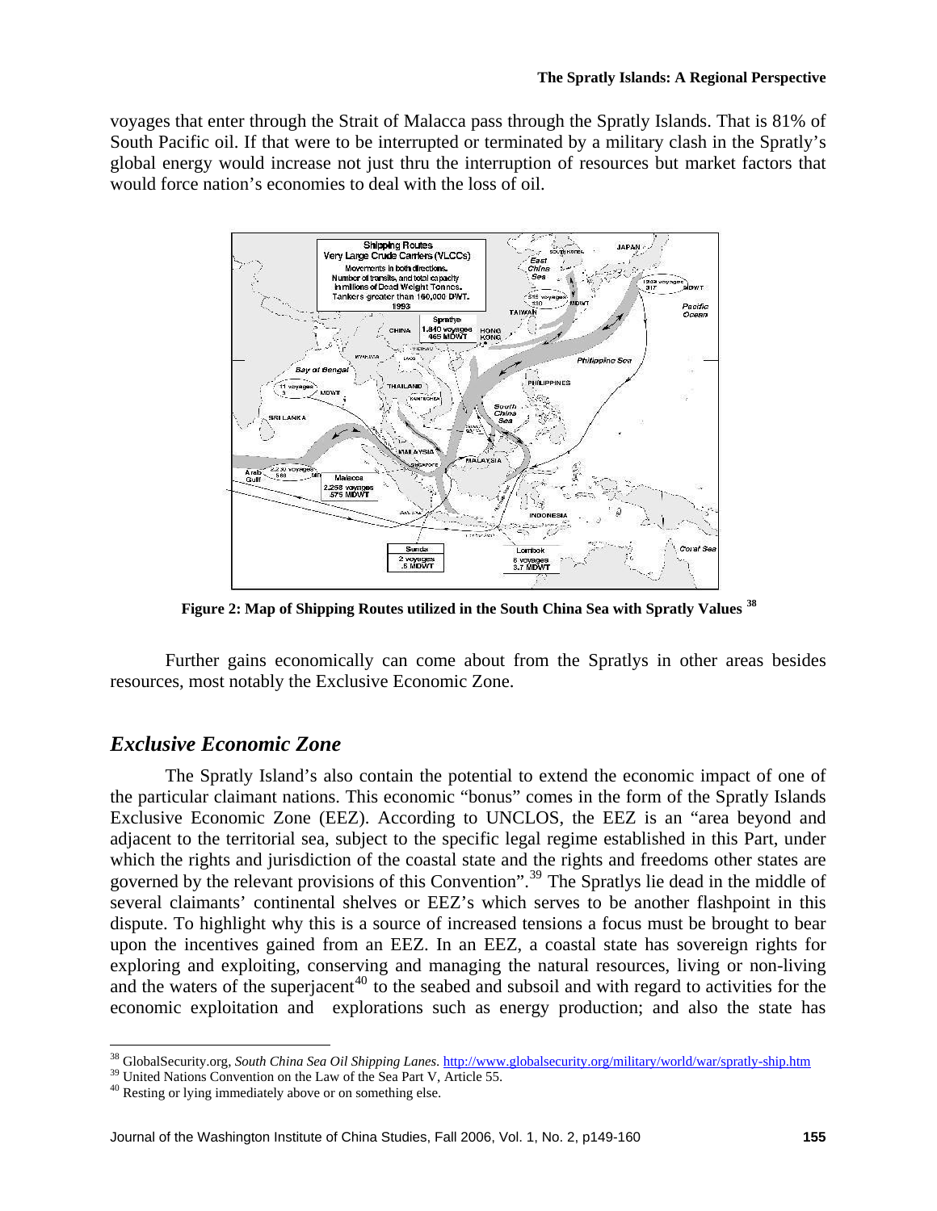voyages that enter through the Strait of Malacca pass through the Spratly Islands. That is 81% of South Pacific oil. If that were to be interrupted or terminated by a military clash in the Spratly's global energy would increase not just thru the interruption of resources but market factors that would force nation's economies to deal with the loss of oil.

**Figure 2: Map of Shipping Routes utilized in the South China Sea with Spratly Values** [38]

Further gains economically can come about from the Spratlys in other areas besides resources, most notably the Exclusive Economic Zone.

## *Exclusive Economic Zone*

The Spratly Island's also contain the potential to extend the economic impact of one of the particular claimant nations. This economic "bonus" comes in the form of the Spratly Islands Exclusive Economic Zone (EEZ). According to UNCLOS, the EEZ is an "area beyond and adjacent to the territorial sea, subject to the specific legal regime established in this Part, under which the rights and jurisdiction of the coastal state and the rights and freedoms other states are governed by the relevant provisions of this Convention".[39] The Spratlys lie dead in the middle of several claimants' continental shelves or EEZ's which serves to be another flashpoint in this dispute. To highlight why this is a source of increased tensions a focus must be brought to bear upon the incentives gained from an EEZ. In an EEZ, a coastal state has sovereign rights for exploring and exploiting, conserving and managing the natural resources, living or non-living and the waters of the superjacent[40] to the seabed and subsoil and with regard to activities for the economic exploitation and explorations such as energy production; and also the state has

---

[38] GlobalSecurity.org, *South China Sea Oil Shipping Lanes*. http://www.globalsecurity.org/military/world/war/spratly-ship.htm

[39] United Nations Convention on the Law of the Sea Part V, Article 55.

[40] Resting or lying immediately above or on something else.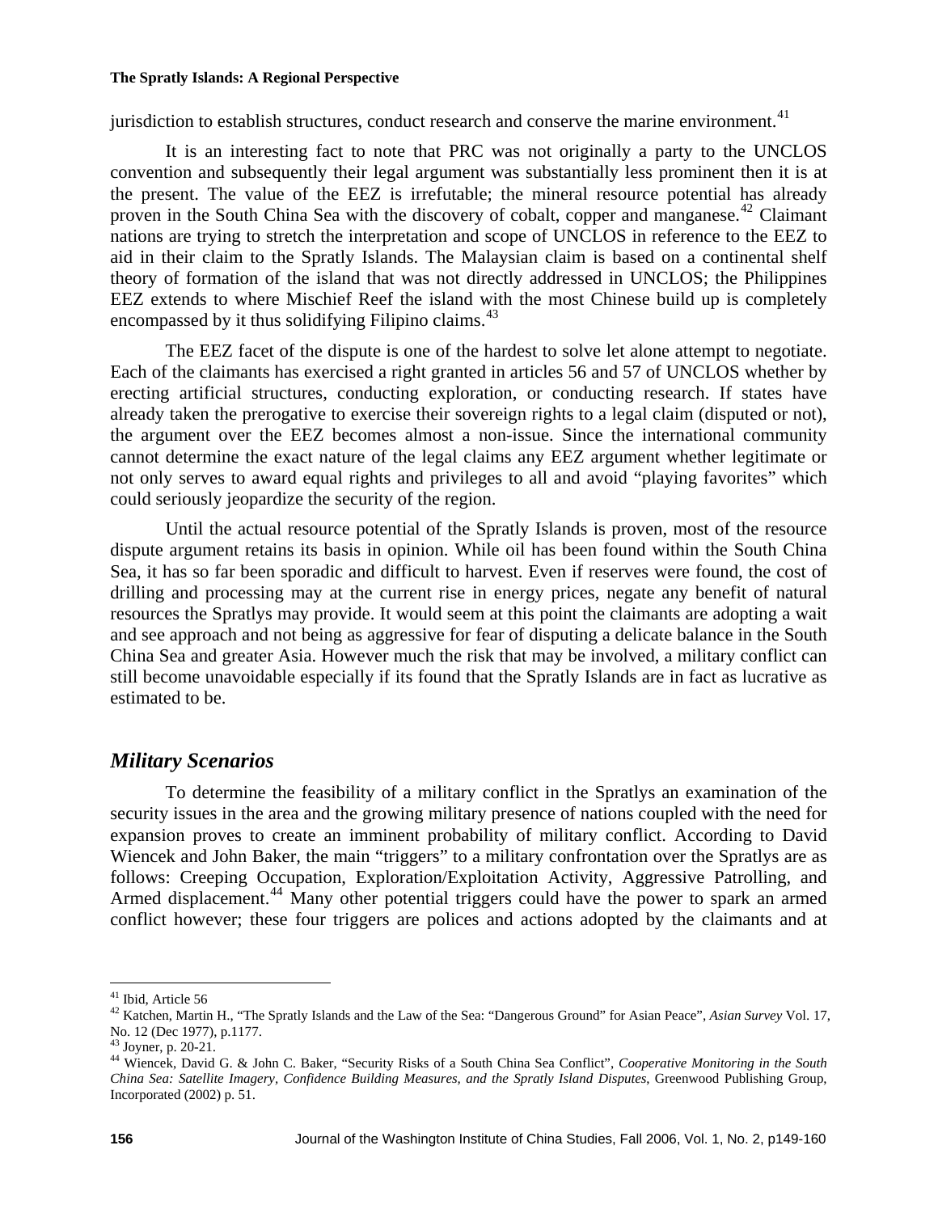jurisdiction to establish structures, conduct research and conserve the marine environment.[41]

It is an interesting fact to note that PRC was not originally a party to the UNCLOS convention and subsequently their legal argument was substantially less prominent then it is at the present. The value of the EEZ is irrefutable; the mineral resource potential has already proven in the South China Sea with the discovery of cobalt, copper and manganese.[42] Claimant nations are trying to stretch the interpretation and scope of UNCLOS in reference to the EEZ to aid in their claim to the Spratly Islands. The Malaysian claim is based on a continental shelf theory of formation of the island that was not directly addressed in UNCLOS; the Philippines EEZ extends to where Mischief Reef the island with the most Chinese build up is completely encompassed by it thus solidifying Filipino claims.[43]

The EEZ facet of the dispute is one of the hardest to solve let alone attempt to negotiate. Each of the claimants has exercised a right granted in articles 56 and 57 of UNCLOS whether by erecting artificial structures, conducting exploration, or conducting research. If states have already taken the prerogative to exercise their sovereign rights to a legal claim (disputed or not), the argument over the EEZ becomes almost a non-issue. Since the international community cannot determine the exact nature of the legal claims any EEZ argument whether legitimate or not only serves to award equal rights and privileges to all and avoid "playing favorites" which could seriously jeopardize the security of the region.

Until the actual resource potential of the Spratly Islands is proven, most of the resource dispute argument retains its basis in opinion. While oil has been found within the South China Sea, it has so far been sporadic and difficult to harvest. Even if reserves were found, the cost of drilling and processing may at the current rise in energy prices, negate any benefit of natural resources the Spratlys may provide. It would seem at this point the claimants are adopting a wait and see approach and not being as aggressive for fear of disputing a delicate balance in the South China Sea and greater Asia. However much the risk that may be involved, a military conflict can still become unavoidable especially if its found that the Spratly Islands are in fact as lucrative as estimated to be.

## *Military Scenarios*

To determine the feasibility of a military conflict in the Spratlys an examination of the security issues in the area and the growing military presence of nations coupled with the need for expansion proves to create an imminent probability of military conflict. According to David Wiencek and John Baker, the main "triggers" to a military confrontation over the Spratlys are as follows: Creeping Occupation, Exploration/Exploitation Activity, Aggressive Patrolling, and Armed displacement.[44] Many other potential triggers could have the power to spark an armed conflict however; these four triggers are polices and actions adopted by the claimants and at

---

[41] Ibid, Article 56

[42] Katchen, Martin H., "The Spratly Islands and the Law of the Sea: "Dangerous Ground" for Asian Peace", *Asian Survey* Vol. 17, No. 12 (Dec 1977), p.1177.

[43] Joyner, p. 20-21.

[44] Wiencek, David G. & John C. Baker, "Security Risks of a South China Sea Conflict", *Cooperative Monitoring in the South China Sea: Satellite Imagery, Confidence Building Measures, and the Spratly Island Disputes*, Greenwood Publishing Group, Incorporated (2002) p. 51.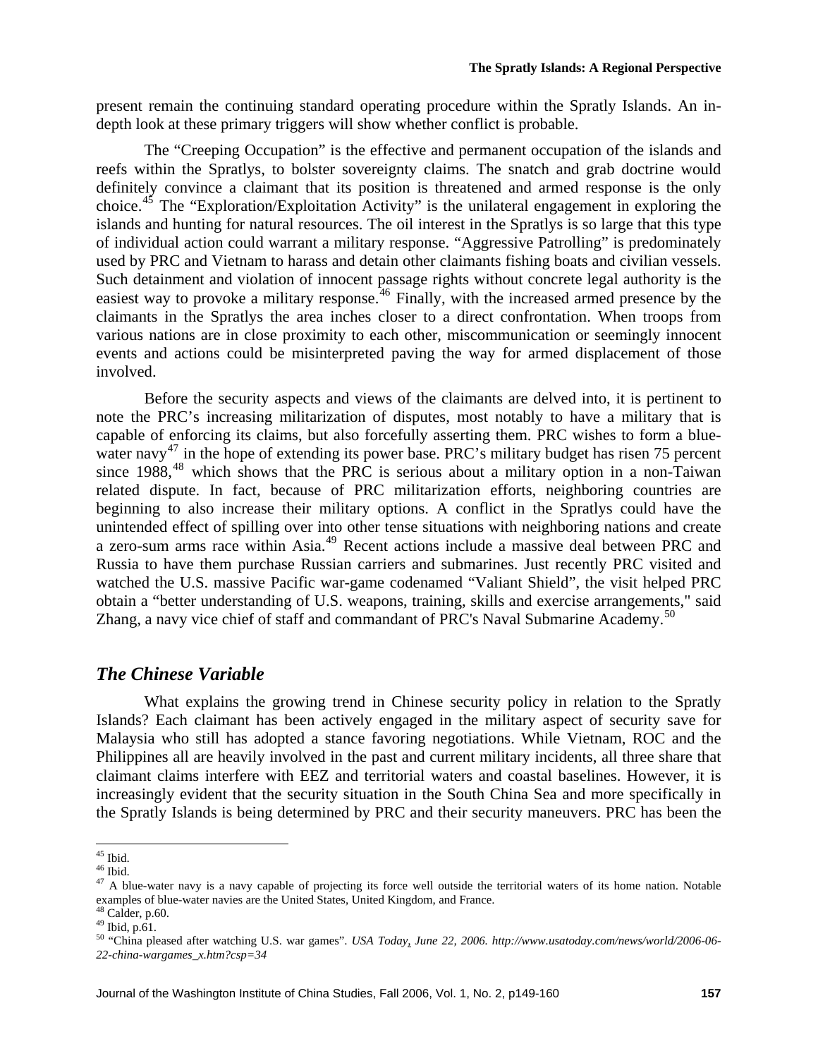present remain the continuing standard operating procedure within the Spratly Islands. An in-depth look at these primary triggers will show whether conflict is probable.

The "Creeping Occupation" is the effective and permanent occupation of the islands and reefs within the Spratlys, to bolster sovereignty claims. The snatch and grab doctrine would definitely convince a claimant that its position is threatened and armed response is the only choice.[45] The "Exploration/Exploitation Activity" is the unilateral engagement in exploring the islands and hunting for natural resources. The oil interest in the Spratlys is so large that this type of individual action could warrant a military response. "Aggressive Patrolling" is predominately used by PRC and Vietnam to harass and detain other claimants fishing boats and civilian vessels. Such detainment and violation of innocent passage rights without concrete legal authority is the easiest way to provoke a military response.[46] Finally, with the increased armed presence by the claimants in the Spratlys the area inches closer to a direct confrontation. When troops from various nations are in close proximity to each other, miscommunication or seemingly innocent events and actions could be misinterpreted paving the way for armed displacement of those involved.

Before the security aspects and views of the claimants are delved into, it is pertinent to note the PRC's increasing militarization of disputes, most notably to have a military that is capable of enforcing its claims, but also forcefully asserting them. PRC wishes to form a blue-water navy[47] in the hope of extending its power base. PRC's military budget has risen 75 percent since 1988,[48] which shows that the PRC is serious about a military option in a non-Taiwan related dispute. In fact, because of PRC militarization efforts, neighboring countries are beginning to also increase their military options. A conflict in the Spratlys could have the unintended effect of spilling over into other tense situations with neighboring nations and create a zero-sum arms race within Asia.[49] Recent actions include a massive deal between PRC and Russia to have them purchase Russian carriers and submarines. Just recently PRC visited and watched the U.S. massive Pacific war-game codenamed "Valiant Shield", the visit helped PRC obtain a "better understanding of U.S. weapons, training, skills and exercise arrangements," said Zhang, a navy vice chief of staff and commandant of PRC's Naval Submarine Academy.[50]

## *The Chinese Variable*

What explains the growing trend in Chinese security policy in relation to the Spratly Islands? Each claimant has been actively engaged in the military aspect of security save for Malaysia who still has adopted a stance favoring negotiations. While Vietnam, ROC and the Philippines all are heavily involved in the past and current military incidents, all three share that claimant claims interfere with EEZ and territorial waters and coastal baselines. However, it is increasingly evident that the security situation in the South China Sea and more specifically in the Spratly Islands is being determined by PRC and their security maneuvers. PRC has been the

---

[45] Ibid.

[46] Ibid.

[47] A blue-water navy is a navy capable of projecting its force well outside the territorial waters of its home nation. Notable examples of blue-water navies are the United States, United Kingdom, and France.

[48] Calder, p.60.

[49] Ibid, p.61.

[50] "China pleased after watching U.S. war games". *USA Today, June 22, 2006. http://www.usatoday.com/news/world/2006-06-22-china-wargames_x.htm?csp=34*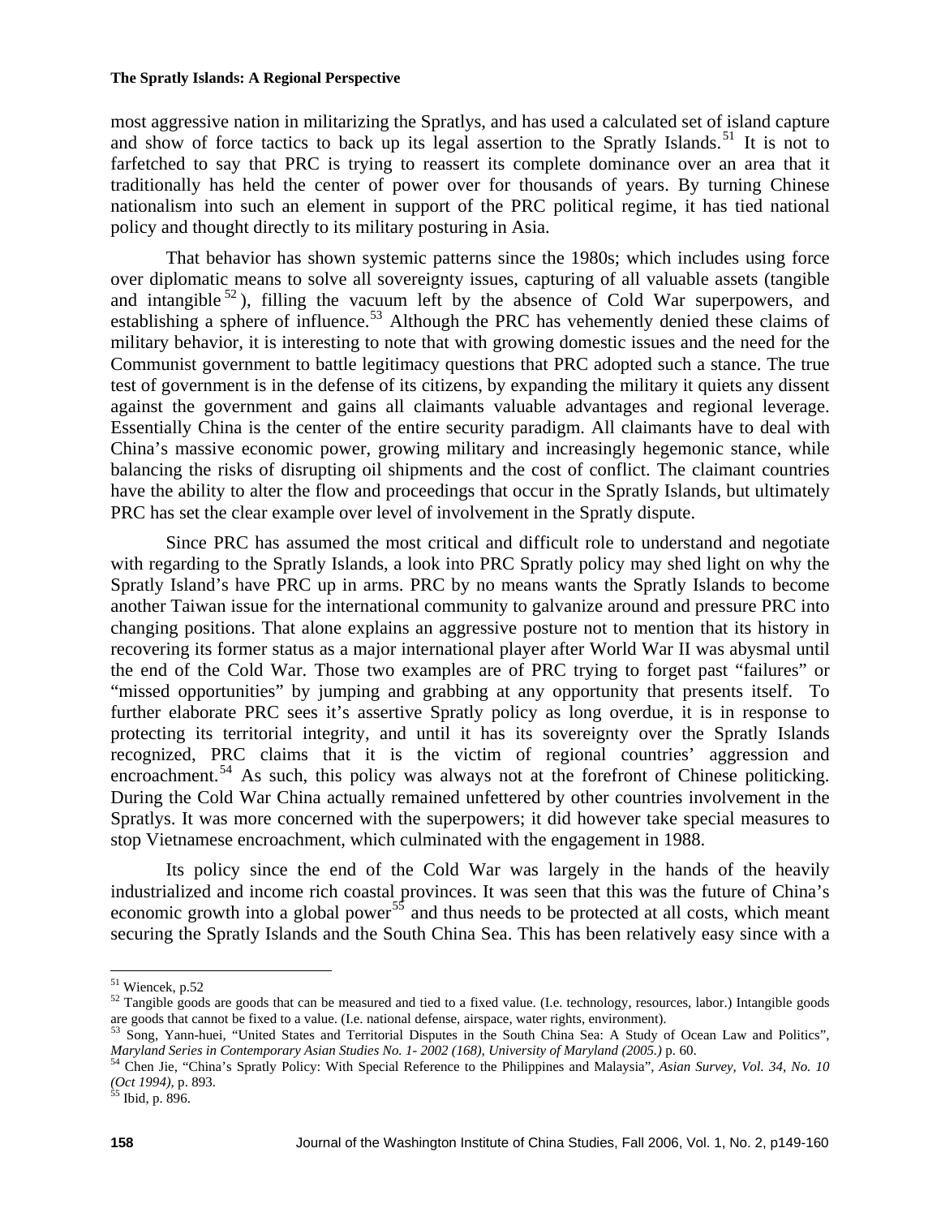most aggressive nation in militarizing the Spratlys, and has used a calculated set of island capture and show of force tactics to back up its legal assertion to the Spratly Islands.[51] It is not to farfetched to say that PRC is trying to reassert its complete dominance over an area that it traditionally has held the center of power over for thousands of years. By turning Chinese nationalism into such an element in support of the PRC political regime, it has tied national policy and thought directly to its military posturing in Asia.

That behavior has shown systemic patterns since the 1980s; which includes using force over diplomatic means to solve all sovereignty issues, capturing of all valuable assets (tangible and intangible[52]), filling the vacuum left by the absence of Cold War superpowers, and establishing a sphere of influence.[53] Although the PRC has vehemently denied these claims of military behavior, it is interesting to note that with growing domestic issues and the need for the Communist government to battle legitimacy questions that PRC adopted such a stance. The true test of government is in the defense of its citizens, by expanding the military it quiets any dissent against the government and gains all claimants valuable advantages and regional leverage. Essentially China is the center of the entire security paradigm. All claimants have to deal with China's massive economic power, growing military and increasingly hegemonic stance, while balancing the risks of disrupting oil shipments and the cost of conflict. The claimant countries have the ability to alter the flow and proceedings that occur in the Spratly Islands, but ultimately PRC has set the clear example over level of involvement in the Spratly dispute.

Since PRC has assumed the most critical and difficult role to understand and negotiate with regarding to the Spratly Islands, a look into PRC Spratly policy may shed light on why the Spratly Island's have PRC up in arms. PRC by no means wants the Spratly Islands to become another Taiwan issue for the international community to galvanize around and pressure PRC into changing positions. That alone explains an aggressive posture not to mention that its history in recovering its former status as a major international player after World War II was abysmal until the end of the Cold War. Those two examples are of PRC trying to forget past "failures" or "missed opportunities" by jumping and grabbing at any opportunity that presents itself. To further elaborate PRC sees it's assertive Spratly policy as long overdue, it is in response to protecting its territorial integrity, and until it has its sovereignty over the Spratly Islands recognized, PRC claims that it is the victim of regional countries' aggression and encroachment.[54] As such, this policy was always not at the forefront of Chinese politicking. During the Cold War China actually remained unfettered by other countries involvement in the Spratlys. It was more concerned with the superpowers; it did however take special measures to stop Vietnamese encroachment, which culminated with the engagement in 1988.

Its policy since the end of the Cold War was largely in the hands of the heavily industrialized and income rich coastal provinces. It was seen that this was the future of China's economic growth into a global power[55] and thus needs to be protected at all costs, which meant securing the Spratly Islands and the South China Sea. This has been relatively easy since with a

---

[51] Wiencek, p.52

[52] Tangible goods are goods that can be measured and tied to a fixed value. (I.e. technology, resources, labor.) Intangible goods are goods that cannot be fixed to a value. (I.e. national defense, airspace, water rights, environment).

[53] Song, Yann-huei, "United States and Territorial Disputes in the South China Sea: A Study of Ocean Law and Politics", *Maryland Series in Contemporary Asian Studies No. 1- 2002 (168), University of Maryland (2005.)* p. 60.

[54] Chen Jie, "China's Spratly Policy: With Special Reference to the Philippines and Malaysia", *Asian Survey, Vol. 34, No. 10 (Oct 1994)*, p. 893.

[55] Ibid, p. 896.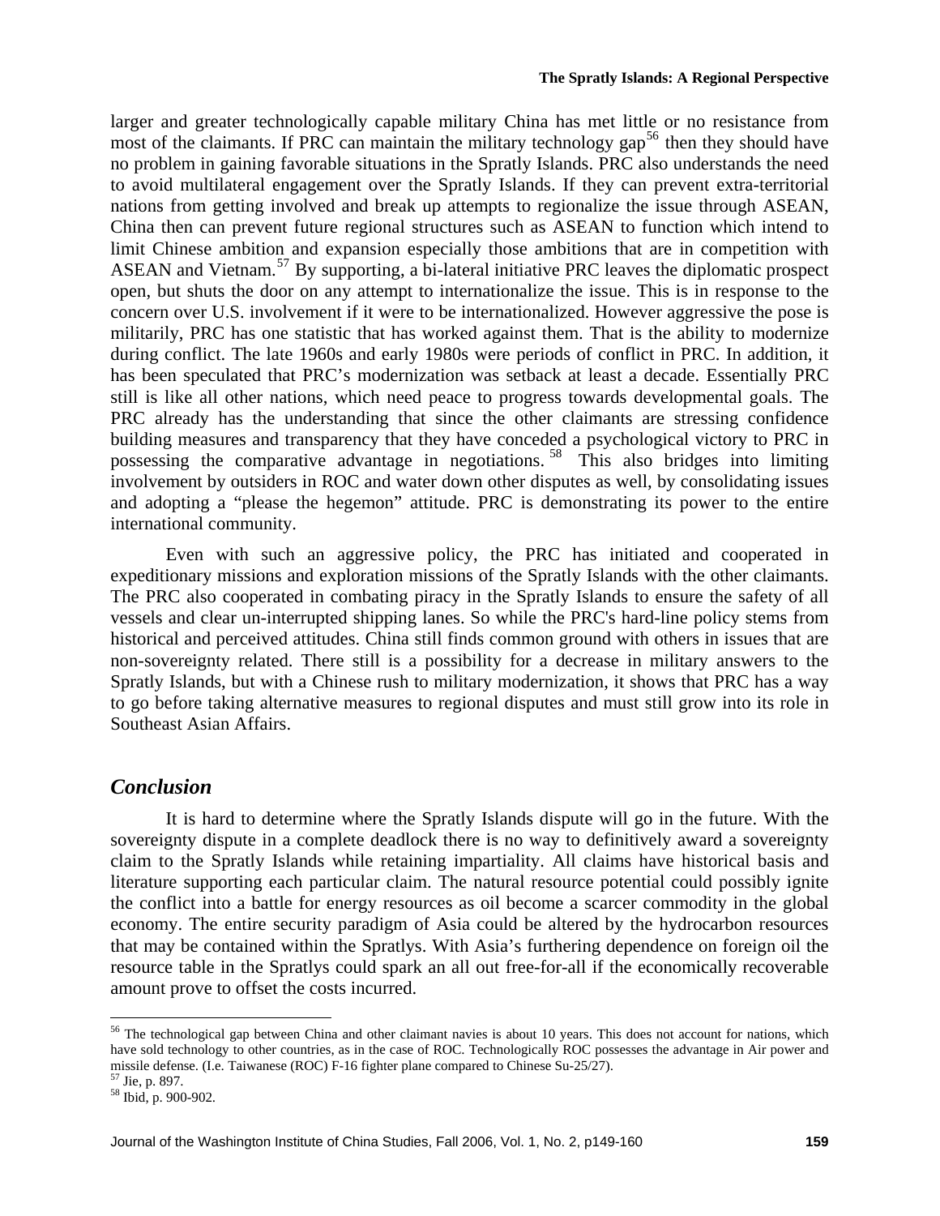larger and greater technologically capable military China has met little or no resistance from most of the claimants. If PRC can maintain the military technology gap[56] then they should have no problem in gaining favorable situations in the Spratly Islands. PRC also understands the need to avoid multilateral engagement over the Spratly Islands. If they can prevent extra-territorial nations from getting involved and break up attempts to regionalize the issue through ASEAN, China then can prevent future regional structures such as ASEAN to function which intend to limit Chinese ambition and expansion especially those ambitions that are in competition with ASEAN and Vietnam.[57] By supporting, a bi-lateral initiative PRC leaves the diplomatic prospect open, but shuts the door on any attempt to internationalize the issue. This is in response to the concern over U.S. involvement if it were to be internationalized. However aggressive the pose is militarily, PRC has one statistic that has worked against them. That is the ability to modernize during conflict. The late 1960s and early 1980s were periods of conflict in PRC. In addition, it has been speculated that PRC's modernization was setback at least a decade. Essentially PRC still is like all other nations, which need peace to progress towards developmental goals. The PRC already has the understanding that since the other claimants are stressing confidence building measures and transparency that they have conceded a psychological victory to PRC in possessing the comparative advantage in negotiations.[58] This also bridges into limiting involvement by outsiders in ROC and water down other disputes as well, by consolidating issues and adopting a "please the hegemon" attitude. PRC is demonstrating its power to the entire international community.

Even with such an aggressive policy, the PRC has initiated and cooperated in expeditionary missions and exploration missions of the Spratly Islands with the other claimants. The PRC also cooperated in combating piracy in the Spratly Islands to ensure the safety of all vessels and clear un-interrupted shipping lanes. So while the PRC's hard-line policy stems from historical and perceived attitudes. China still finds common ground with others in issues that are non-sovereignty related. There still is a possibility for a decrease in military answers to the Spratly Islands, but with a Chinese rush to military modernization, it shows that PRC has a way to go before taking alternative measures to regional disputes and must still grow into its role in Southeast Asian Affairs.

## *Conclusion*

It is hard to determine where the Spratly Islands dispute will go in the future. With the sovereignty dispute in a complete deadlock there is no way to definitively award a sovereignty claim to the Spratly Islands while retaining impartiality. All claims have historical basis and literature supporting each particular claim. The natural resource potential could possibly ignite the conflict into a battle for energy resources as oil become a scarcer commodity in the global economy. The entire security paradigm of Asia could be altered by the hydrocarbon resources that may be contained within the Spratlys. With Asia's furthering dependence on foreign oil the resource table in the Spratlys could spark an all out free-for-all if the economically recoverable amount prove to offset the costs incurred.

---

[56] The technological gap between China and other claimant navies is about 10 years. This does not account for nations, which have sold technology to other countries, as in the case of ROC. Technologically ROC possesses the advantage in Air power and missile defense. (I.e. Taiwanese (ROC) F-16 fighter plane compared to Chinese Su-25/27).

[57] Jie, p. 897.

[58] Ibid, p. 900-902.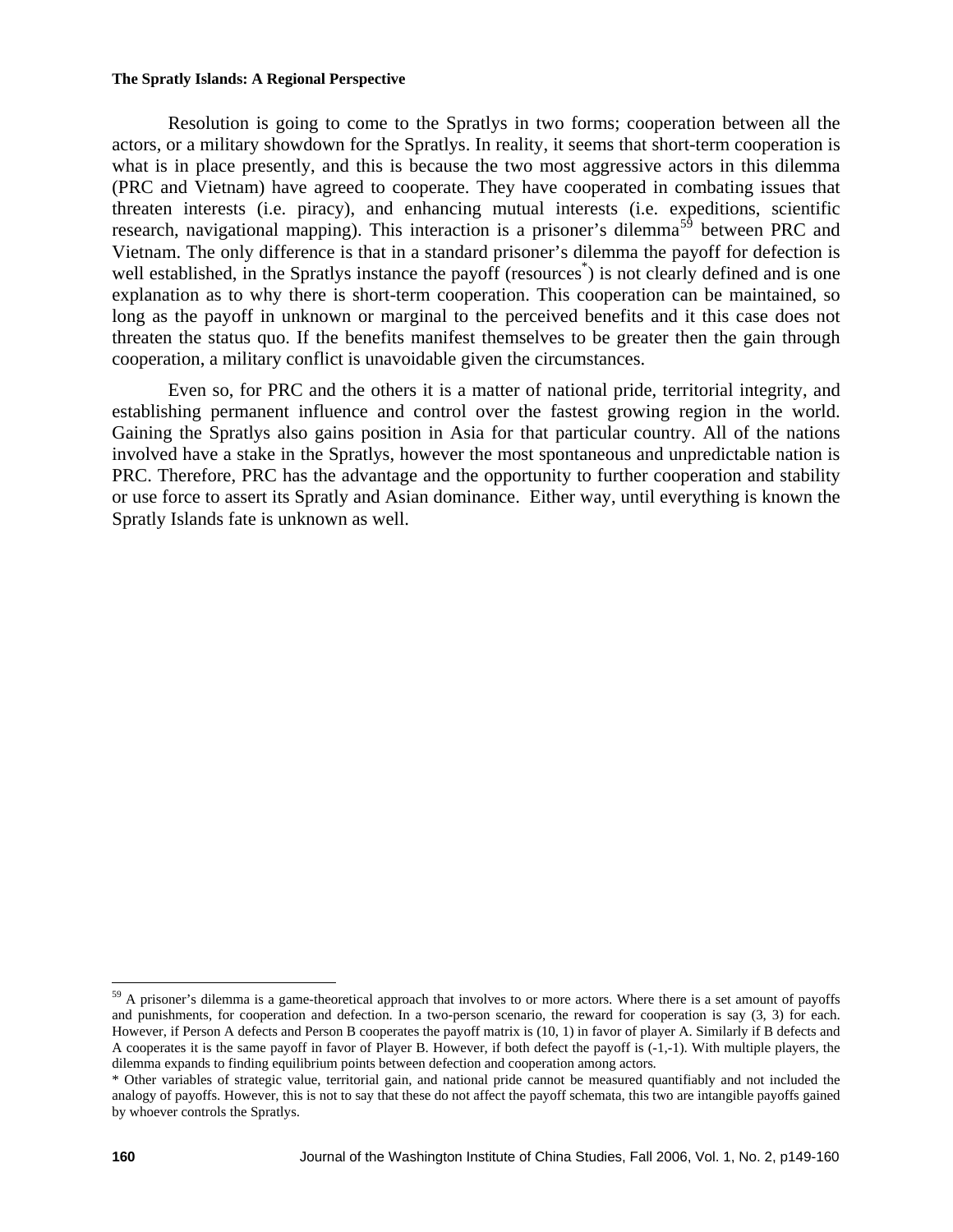Resolution is going to come to the Spratlys in two forms; cooperation between all the actors, or a military showdown for the Spratlys. In reality, it seems that short-term cooperation is what is in place presently, and this is because the two most aggressive actors in this dilemma (PRC and Vietnam) have agreed to cooperate. They have cooperated in combating issues that threaten interests (i.e. piracy), and enhancing mutual interests (i.e. expeditions, scientific research, navigational mapping). This interaction is a prisoner's dilemma[59] between PRC and Vietnam. The only difference is that in a standard prisoner's dilemma the payoff for defection is well established, in the Spratlys instance the payoff (resources[*]) is not clearly defined and is one explanation as to why there is short-term cooperation. This cooperation can be maintained, so long as the payoff in unknown or marginal to the perceived benefits and it this case does not threaten the status quo. If the benefits manifest themselves to be greater then the gain through cooperation, a military conflict is unavoidable given the circumstances.

Even so, for PRC and the others it is a matter of national pride, territorial integrity, and establishing permanent influence and control over the fastest growing region in the world. Gaining the Spratlys also gains position in Asia for that particular country. All of the nations involved have a stake in the Spratlys, however the most spontaneous and unpredictable nation is PRC. Therefore, PRC has the advantage and the opportunity to further cooperation and stability or use force to assert its Spratly and Asian dominance. Either way, until everything is known the Spratly Islands fate is unknown as well.

---

[59] A prisoner's dilemma is a game-theoretical approach that involves to or more actors. Where there is a set amount of payoffs and punishments, for cooperation and defection. In a two-person scenario, the reward for cooperation is say (3, 3) for each. However, if Person A defects and Person B cooperates the payoff matrix is (10, 1) in favor of player A. Similarly if B defects and A cooperates it is the same payoff in favor of Player B. However, if both defect the payoff is (-1,-1). With multiple players, the dilemma expands to finding equilibrium points between defection and cooperation among actors.

* Other variables of strategic value, territorial gain, and national pride cannot be measured quantifiably and not included the analogy of payoffs. However, this is not to say that these do not affect the payoff schemata, this two are intangible payoffs gained by whoever controls the Spratlys.